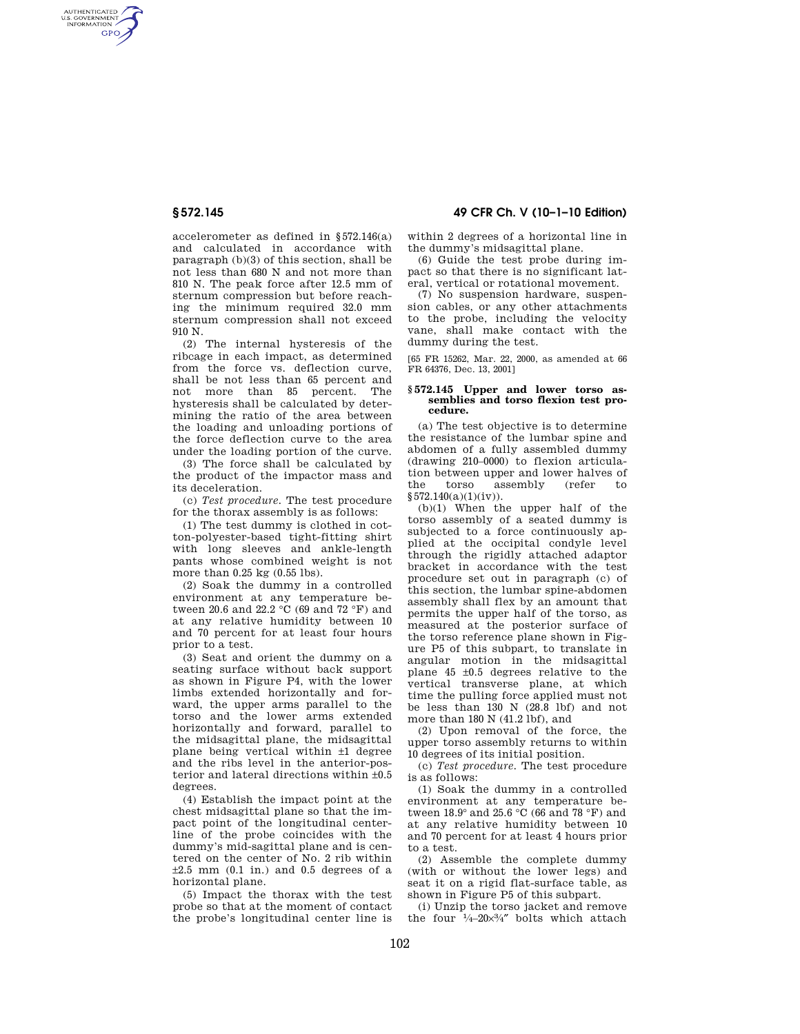accelerometer as defined in §572.146(a) and calculated in accordance with paragraph (b)(3) of this section, shall be not less than 680 N and not more than 810 N. The peak force after 12.5 mm of sternum compression but before reaching the minimum required 32.0 mm sternum compression shall not exceed 910 N.

(2) The internal hysteresis of the ribcage in each impact, as determined from the force vs. deflection curve, shall be not less than 65 percent and not more than 85 percent. The hysteresis shall be calculated by determining the ratio of the area between the loading and unloading portions of the force deflection curve to the area under the loading portion of the curve.

(3) The force shall be calculated by the product of the impactor mass and its deceleration.

(c) *Test procedure.* The test procedure for the thorax assembly is as follows:

(1) The test dummy is clothed in cotton-polyester-based tight-fitting shirt with long sleeves and ankle-length pants whose combined weight is not more than 0.25 kg (0.55 lbs).

(2) Soak the dummy in a controlled environment at any temperature between 20.6 and 22.2 °C (69 and 72 °F) and at any relative humidity between 10 and 70 percent for at least four hours prior to a test.

(3) Seat and orient the dummy on a seating surface without back support as shown in Figure P4, with the lower limbs extended horizontally and forward, the upper arms parallel to the torso and the lower arms extended horizontally and forward, parallel to the midsagittal plane, the midsagittal plane being vertical within ±1 degree and the ribs level in the anterior-posterior and lateral directions within ±0.5 degrees.

(4) Establish the impact point at the chest midsagittal plane so that the impact point of the longitudinal centerline of the probe coincides with the dummy's mid-sagittal plane and is centered on the center of No. 2 rib within ±2.5 mm (0.1 in.) and 0.5 degrees of a horizontal plane.

(5) Impact the thorax with the test probe so that at the moment of contact the probe's longitudinal center line is within 2 degrees of a horizontal line in the dummy's midsagittal plane.

(6) Guide the test probe during impact so that there is no significant lateral, vertical or rotational movement.

(7) No suspension hardware, suspension cables, or any other attachments to the probe, including the velocity vane, shall make contact with the dummy during the test.

[65 FR 15262, Mar. 22, 2000, as amended at 66 FR 64376, Dec. 13, 2001]

### §572.145 Upper and lower torso assemblies and torso flexion test procedure.

(a) The test objective is to determine the resistance of the lumbar spine and abdomen of a fully assembled dummy (drawing 210–0000) to flexion articulation between upper and lower halves of the torso assembly (refer to §572.140(a)(1)(iv)).

(b)(1) When the upper half of the torso assembly of a seated dummy is subjected to a force continuously applied at the occipital condyle level through the rigidly attached adaptor bracket in accordance with the test procedure set out in paragraph (c) of this section, the lumbar spine-abdomen assembly shall flex by an amount that permits the upper half of the torso, as measured at the posterior surface of the torso reference plane shown in Figure P5 of this subpart, to translate in angular motion in the midsagittal plane 45 ±0.5 degrees relative to the vertical transverse plane, at which time the pulling force applied must not be less than 130 N (28.8 lbf) and not more than 180 N (41.2 lbf), and

(2) Upon removal of the force, the upper torso assembly returns to within 10 degrees of its initial position.

(c) *Test procedure.* The test procedure is as follows:

(1) Soak the dummy in a controlled environment at any temperature between 18.9° and 25.6 °C (66 and 78 °F) and at any relative humidity between 10 and 70 percent for at least 4 hours prior to a test.

(2) Assemble the complete dummy (with or without the lower legs) and seat it on a rigid flat-surface table, as shown in Figure P5 of this subpart.

(i) Unzip the torso jacket and remove the four ¼–20×¾″ bolts which attach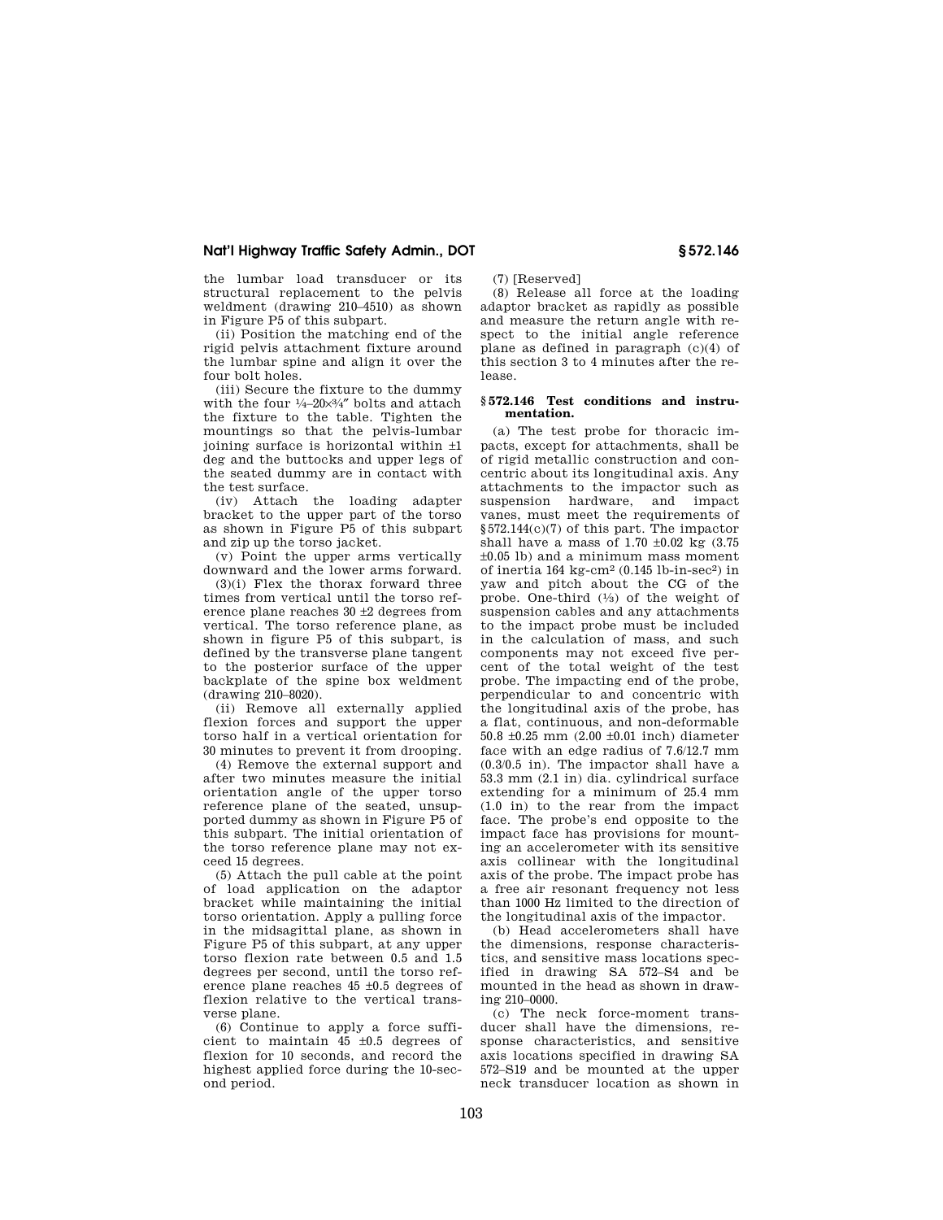the lumbar load transducer or its structural replacement to the pelvis weldment (drawing 210–4510) as shown in Figure P5 of this subpart.

(ii) Position the matching end of the rigid pelvis attachment fixture around the lumbar spine and align it over the four bolt holes.

(iii) Secure the fixture to the dummy with the four ¼–20×¾″ bolts and attach the fixture to the table. Tighten the mountings so that the pelvis-lumbar joining surface is horizontal within ±1 deg and the buttocks and upper legs of the seated dummy are in contact with the test surface.

(iv) Attach the loading adapter bracket to the upper part of the torso as shown in Figure P5 of this subpart and zip up the torso jacket.

(v) Point the upper arms vertically downward and the lower arms forward.

(3)(i) Flex the thorax forward three times from vertical until the torso reference plane reaches 30 ±2 degrees from vertical. The torso reference plane, as shown in figure P5 of this subpart, is defined by the transverse plane tangent to the posterior surface of the upper backplate of the spine box weldment (drawing 210–8020).

(ii) Remove all externally applied flexion forces and support the upper torso half in a vertical orientation for 30 minutes to prevent it from drooping.

(4) Remove the external support and after two minutes measure the initial orientation angle of the upper torso reference plane of the seated, unsupported dummy as shown in Figure P5 of this subpart. The initial orientation of the torso reference plane may not exceed 15 degrees.

(5) Attach the pull cable at the point of load application on the adaptor bracket while maintaining the initial torso orientation. Apply a pulling force in the midsagittal plane, as shown in Figure P5 of this subpart, at any upper torso flexion rate between 0.5 and 1.5 degrees per second, until the torso reference plane reaches 45 ±0.5 degrees of flexion relative to the vertical transverse plane.

(6) Continue to apply a force sufficient to maintain 45 ±0.5 degrees of flexion for 10 seconds, and record the highest applied force during the 10-second period.

(7) [Reserved]

(8) Release all force at the loading adaptor bracket as rapidly as possible and measure the return angle with respect to the initial angle reference plane as defined in paragraph (c)(4) of this section 3 to 4 minutes after the release.

## § 572.146 Test conditions and instrumentation.

(a) The test probe for thoracic impacts, except for attachments, shall be of rigid metallic construction and concentric about its longitudinal axis. Any attachments to the impactor such as suspension hardware, and impact vanes, must meet the requirements of §572.144(c)(7) of this part. The impactor shall have a mass of 1.70 ±0.02 kg (3.75 ±0.05 lb) and a minimum mass moment of inertia 164 kg-cm$^2$ (0.145 lb-in-sec$^2$) in yaw and pitch about the CG of the probe. One-third (⅓) of the weight of suspension cables and any attachments to the impact probe must be included in the calculation of mass, and such components may not exceed five percent of the total weight of the test probe. The impacting end of the probe, perpendicular to and concentric with the longitudinal axis of the probe, has a flat, continuous, and non-deformable 50.8 ±0.25 mm (2.00 ±0.01 inch) diameter face with an edge radius of 7.6/12.7 mm (0.3/0.5 in). The impactor shall have a 53.3 mm (2.1 in) dia. cylindrical surface extending for a minimum of 25.4 mm (1.0 in) to the rear from the impact face. The probe's end opposite to the impact face has provisions for mounting an accelerometer with its sensitive axis collinear with the longitudinal axis of the probe. The impact probe has a free air resonant frequency not less than 1000 Hz limited to the direction of the longitudinal axis of the impactor.

(b) Head accelerometers shall have the dimensions, response characteristics, and sensitive mass locations specified in drawing SA 572–S4 and be mounted in the head as shown in drawing 210–0000.

(c) The neck force-moment transducer shall have the dimensions, response characteristics, and sensitive axis locations specified in drawing SA 572–S19 and be mounted at the upper neck transducer location as shown in